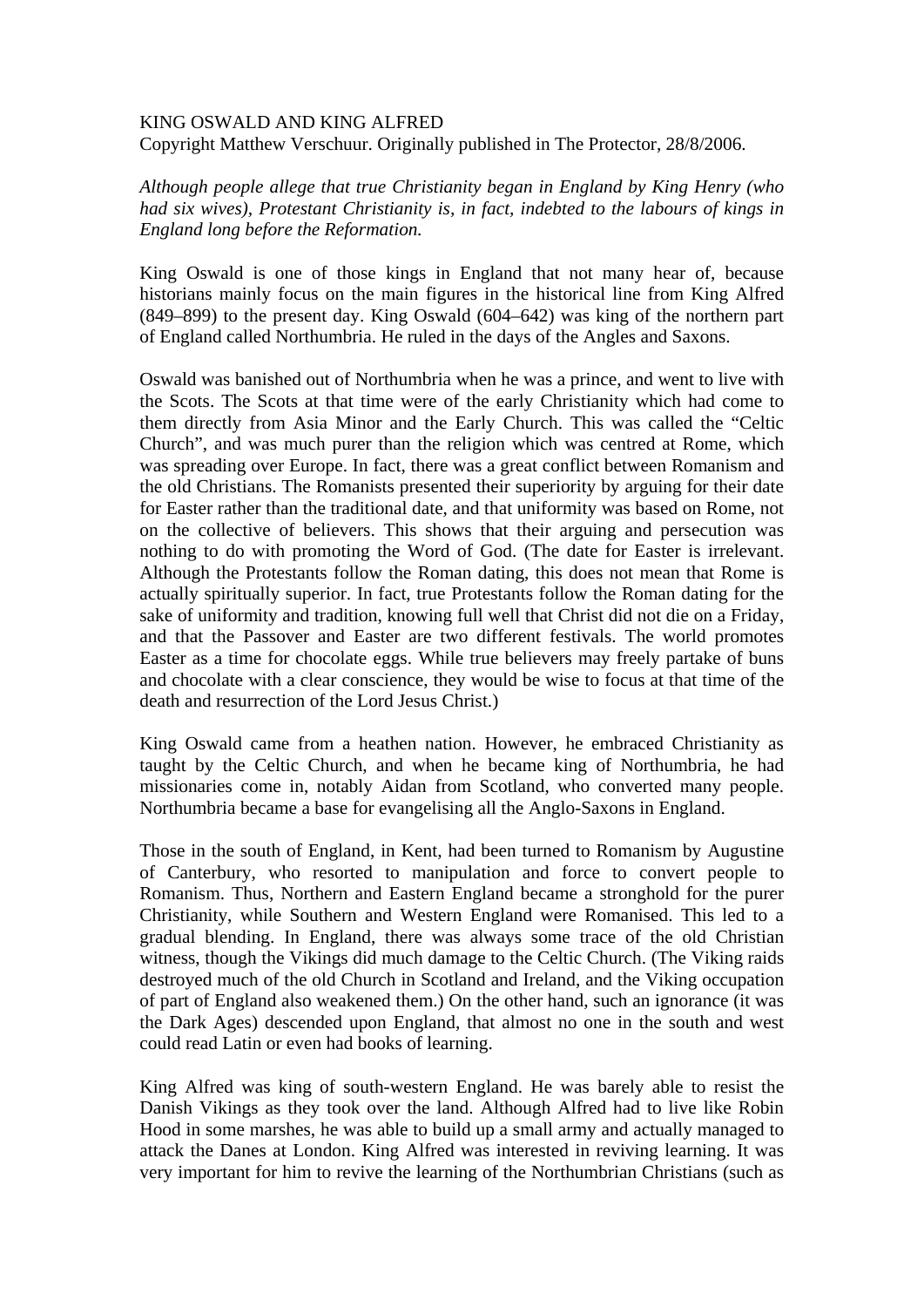# KING OSWALD AND KING ALFRED

Copyright Matthew Verschuur. Originally published in The Protector, 28/8/2006.

*Although people allege that true Christianity began in England by King Henry (who had six wives), Protestant Christianity is, in fact, indebted to the labours of kings in England long before the Reformation.*

King Oswald is one of those kings in England that not many hear of, because historians mainly focus on the main figures in the historical line from King Alfred (849–899) to the present day. King Oswald (604–642) was king of the northern part of England called Northumbria. He ruled in the days of the Angles and Saxons.

Oswald was banished out of Northumbria when he was a prince, and went to live with the Scots. The Scots at that time were of the early Christianity which had come to them directly from Asia Minor and the Early Church. This was called the "Celtic Church", and was much purer than the religion which was centred at Rome, which was spreading over Europe. In fact, there was a great conflict between Romanism and the old Christians. The Romanists presented their superiority by arguing for their date for Easter rather than the traditional date, and that uniformity was based on Rome, not on the collective of believers. This shows that their arguing and persecution was nothing to do with promoting the Word of God. (The date for Easter is irrelevant. Although the Protestants follow the Roman dating, this does not mean that Rome is actually spiritually superior. In fact, true Protestants follow the Roman dating for the sake of uniformity and tradition, knowing full well that Christ did not die on a Friday, and that the Passover and Easter are two different festivals. The world promotes Easter as a time for chocolate eggs. While true believers may freely partake of buns and chocolate with a clear conscience, they would be wise to focus at that time of the death and resurrection of the Lord Jesus Christ.)

King Oswald came from a heathen nation. However, he embraced Christianity as taught by the Celtic Church, and when he became king of Northumbria, he had missionaries come in, notably Aidan from Scotland, who converted many people. Northumbria became a base for evangelising all the Anglo-Saxons in England.

Those in the south of England, in Kent, had been turned to Romanism by Augustine of Canterbury, who resorted to manipulation and force to convert people to Romanism. Thus, Northern and Eastern England became a stronghold for the purer Christianity, while Southern and Western England were Romanised. This led to a gradual blending. In England, there was always some trace of the old Christian witness, though the Vikings did much damage to the Celtic Church. (The Viking raids destroyed much of the old Church in Scotland and Ireland, and the Viking occupation of part of England also weakened them.) On the other hand, such an ignorance (it was the Dark Ages) descended upon England, that almost no one in the south and west could read Latin or even had books of learning.

King Alfred was king of south-western England. He was barely able to resist the Danish Vikings as they took over the land. Although Alfred had to live like Robin Hood in some marshes, he was able to build up a small army and actually managed to attack the Danes at London. King Alfred was interested in reviving learning. It was very important for him to revive the learning of the Northumbrian Christians (such as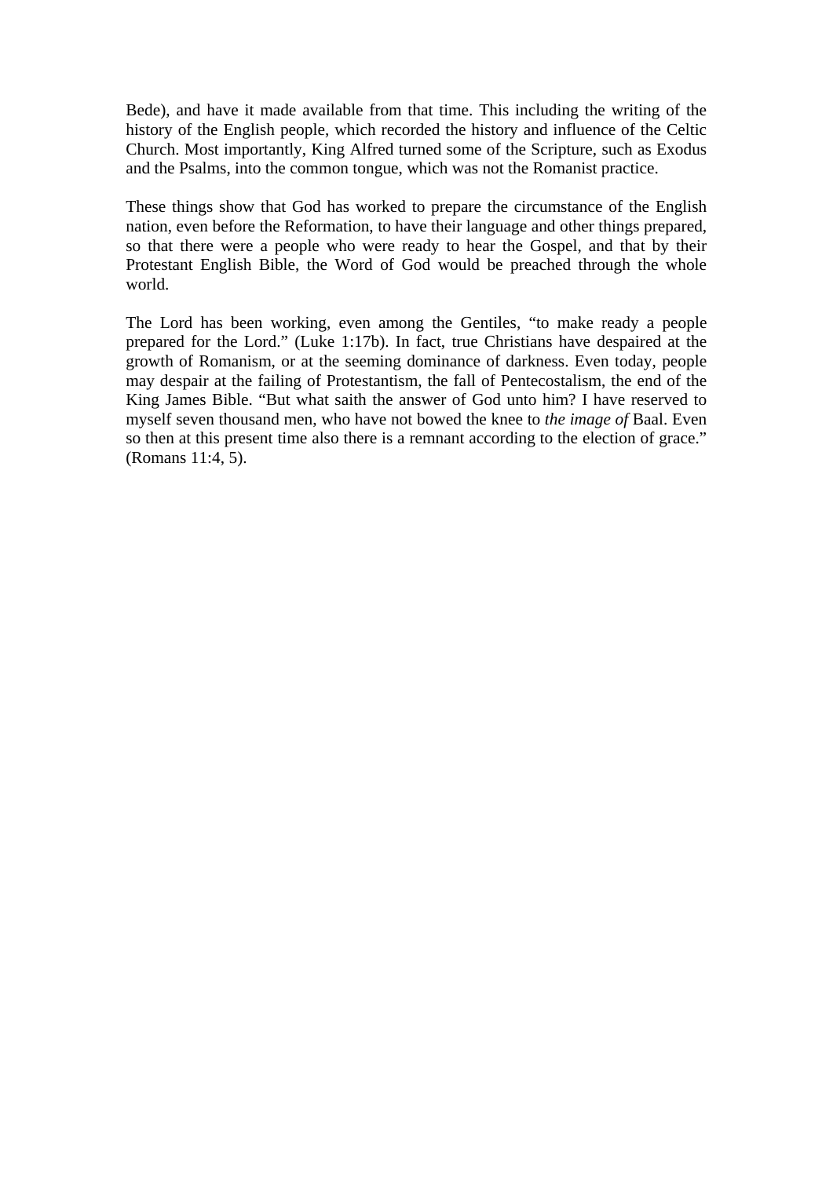Bede), and have it made available from that time. This including the writing of the history of the English people, which recorded the history and influence of the Celtic Church. Most importantly, King Alfred turned some of the Scripture, such as Exodus and the Psalms, into the common tongue, which was not the Romanist practice.

These things show that God has worked to prepare the circumstance of the English nation, even before the Reformation, to have their language and other things prepared, so that there were a people who were ready to hear the Gospel, and that by their Protestant English Bible, the Word of God would be preached through the whole world.

The Lord has been working, even among the Gentiles, "to make ready a people prepared for the Lord." (Luke 1:17b). In fact, true Christians have despaired at the growth of Romanism, or at the seeming dominance of darkness. Even today, people may despair at the failing of Protestantism, the fall of Pentecostalism, the end of the King James Bible. "But what saith the answer of God unto him? I have reserved to myself seven thousand men, who have not bowed the knee to *the image of* Baal. Even so then at this present time also there is a remnant according to the election of grace." (Romans 11:4, 5).